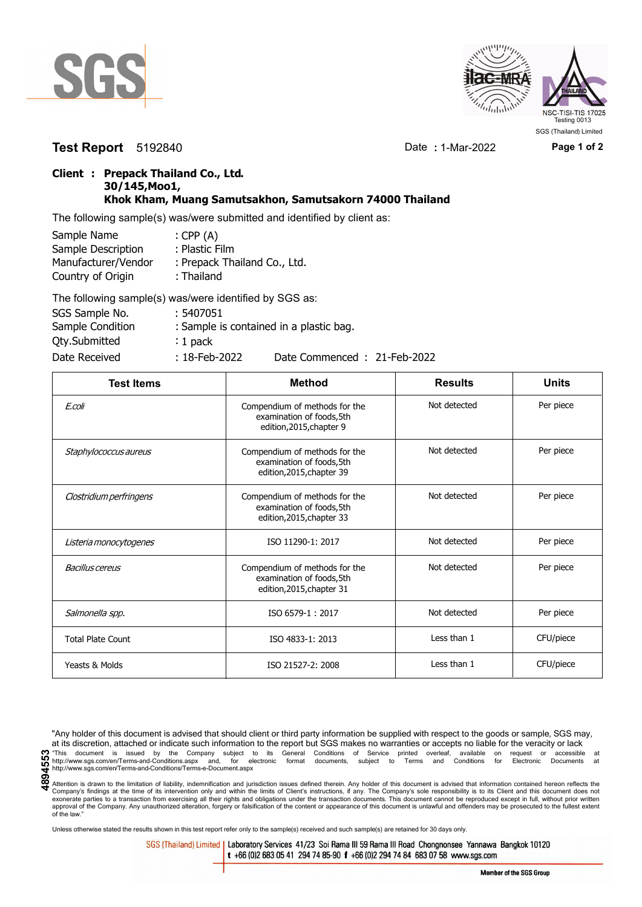SGS

ilac-MRA

THAILAND

NSC-TISI-TIS 17025
Testing 0013

SGS (Thailand) Limited

**Test Report** 5192840 Date : 1-Mar-2022

**Client : Prepack Thailand Co., Ltd.**
**30/145,Moo1,**
**Khok Kham, Muang Samutsakhon, Samutsakorn 74000 Thailand**

The following sample(s) was/were submitted and identified by client as:

Sample Name : CPP (A)
Sample Description : Plastic Film
Manufacturer/Vendor : Prepack Thailand Co., Ltd.
Country of Origin : Thailand

The following sample(s) was/were identified by SGS as:

SGS Sample No. : 5407051
Sample Condition : Sample is contained in a plastic bag.
Qty.Submitted : 1 pack
Date Received : 18-Feb-2022 Date Commenced : 21-Feb-2022

| Test Items | Method | Results | Units |
|---|---|---|---|
| *E.coli* | Compendium of methods for the examination of foods,5th edition,2015,chapter 9 | Not detected | Per piece |
| *Staphylococcus aureus* | Compendium of methods for the examination of foods,5th edition,2015,chapter 39 | Not detected | Per piece |
| *Clostridium perfringens* | Compendium of methods for the examination of foods,5th edition,2015,chapter 33 | Not detected | Per piece |
| *Listeria monocytogenes* | ISO 11290-1: 2017 | Not detected | Per piece |
| *Bacillus cereus* | Compendium of methods for the examination of foods,5th edition,2015,chapter 31 | Not detected | Per piece |
| *Salmonella spp.* | ISO 6579-1 : 2017 | Not detected | Per piece |
| Total Plate Count | ISO 4833-1: 2013 | Less than 1 | CFU/piece |
| Yeasts & Molds | ISO 21527-2: 2008 | Less than 1 | CFU/piece |

"Any holder of this document is advised that should client or third party information be supplied with respect to the goods or sample, SGS may, at its discretion, attached or indicate such information to the report but SGS makes no warranties or accepts no liable for the veracity or lack

4894553

"This document is issued by the Company subject to its General Conditions of Service printed overleaf, available on request or accessible at http://www.sgs.com/en/Terms-and-Conditions.aspx and, for electronic format documents, subject to Terms and Conditions for Electronic Documents at http://www.sgs.com/en/Terms-and-Conditions/Terms-e-Document.aspx

Attention is drawn to the limitation of liability, indemnification and jurisdiction issues defined therein. Any holder of this document is advised that information contained hereon reflects the Company's findings at the time of its intervention only and within the limits of Client's instructions, if any. The Company's sole responsibility is to its Client and this document does not exonerate parties to a transaction from exercising all their rights and obligations under the transaction documents. This document cannot be reproduced except in full, without prior written approval of the Company. Any unauthorized alteration, forgery or falsification of the content or appearance of this document is unlawful and offenders may be prosecuted to the fullest extent of the law."

Unless otherwise stated the results shown in this test report refer only to the sample(s) received and such sample(s) are retained for 30 days only.

SGS (Thailand) Limited | Laboratory Services 41/23 Soi Rama III 59 Rama III Road Chongnonsee Yannawa Bangkok 10120
t +66 (0)2 683 05 41 294 74 85-90 f +66 (0)2 294 74 84 683 07 58 www.sgs.com

Member of the SGS Group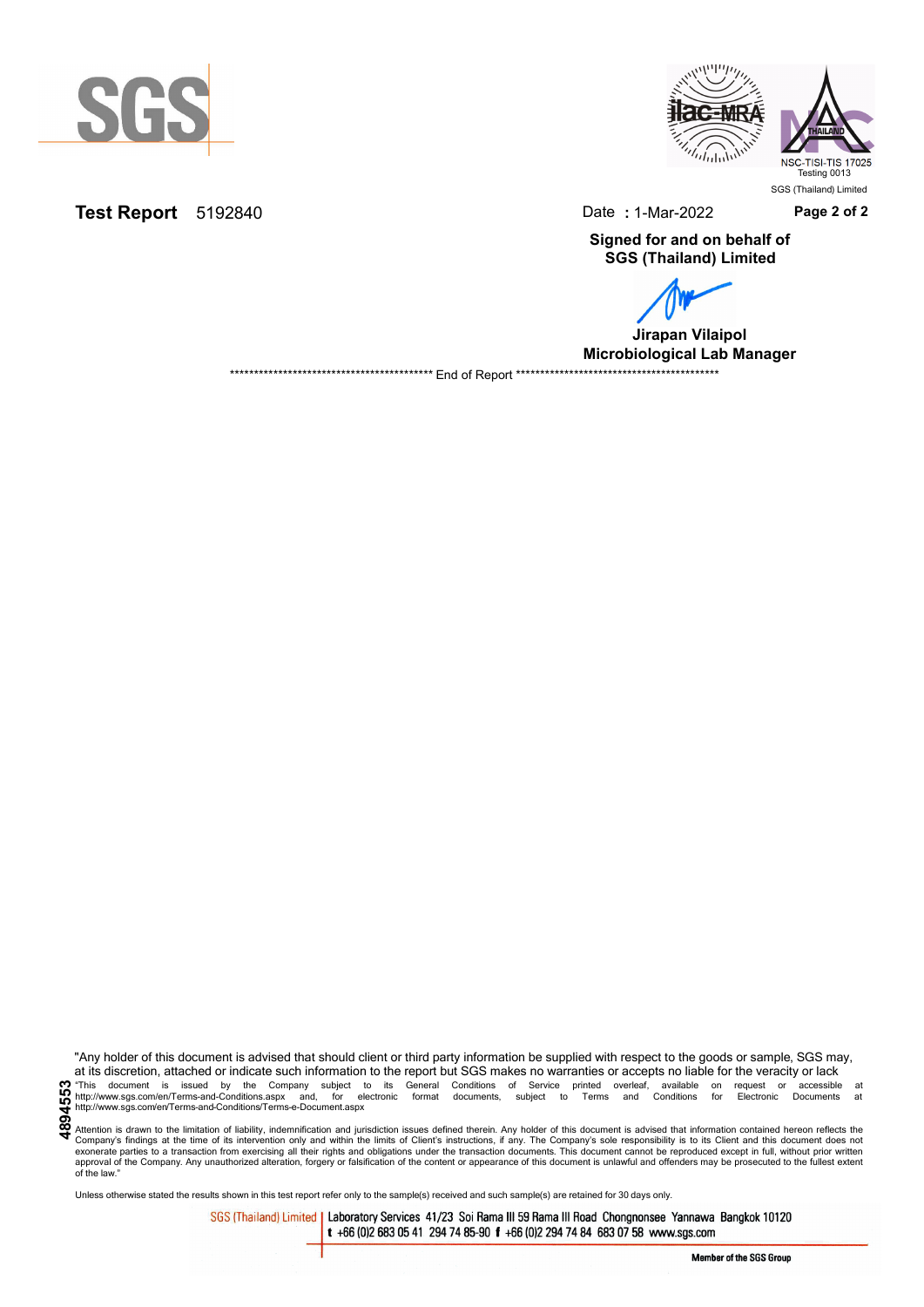**Test Report** 5192840

Date : 1-Mar-2022

**Signed for and on behalf of SGS (Thailand) Limited**

**Jirapan Vilaipol**
**Microbiological Lab Manager**

******************************************** End of Report ********************************************

"Any holder of this document is advised that should client or third party information be supplied with respect to the goods or sample, SGS may, at its discretion, attached or indicate such information to the report but SGS makes no warranties or accepts no liable for the veracity or lack

"This document is issued by the Company subject to its General Conditions of Service printed overleaf, available on request or accessible at http://www.sgs.com/en/Terms-and-Conditions.aspx and, for electronic format documents, subject to Terms and Conditions for Electronic Documents at http://www.sgs.com/en/Terms-and-Conditions/Terms-e-Document.aspx

Attention is drawn to the limitation of liability, indemnification and jurisdiction issues defined therein. Any holder of this document is advised that information contained hereon reflects the Company's findings at the time of its intervention only and within the limits of Client's instructions, if any. The Company's sole responsibility is to its Client and this document does not exonerate parties to a transaction from exercising all their rights and obligations under the transaction documents. This document cannot be reproduced except in full, without prior written approval of the Company. Any unauthorized alteration, forgery or falsification of the content or appearance of this document is unlawful and offenders may be prosecuted to the fullest extent of the law."

Unless otherwise stated the results shown in this test report refer only to the sample(s) received and such sample(s) are retained for 30 days only.

4894553

SGS (Thailand) Limited | Laboratory Services 41/23 Soi Rama III 59 Rama III Road Chongnonsee Yannawa Bangkok 10120
t +66 (0)2 683 05 41 294 74 85-90 f +66 (0)2 294 74 84 683 07 58 www.sgs.com

Member of the SGS Group